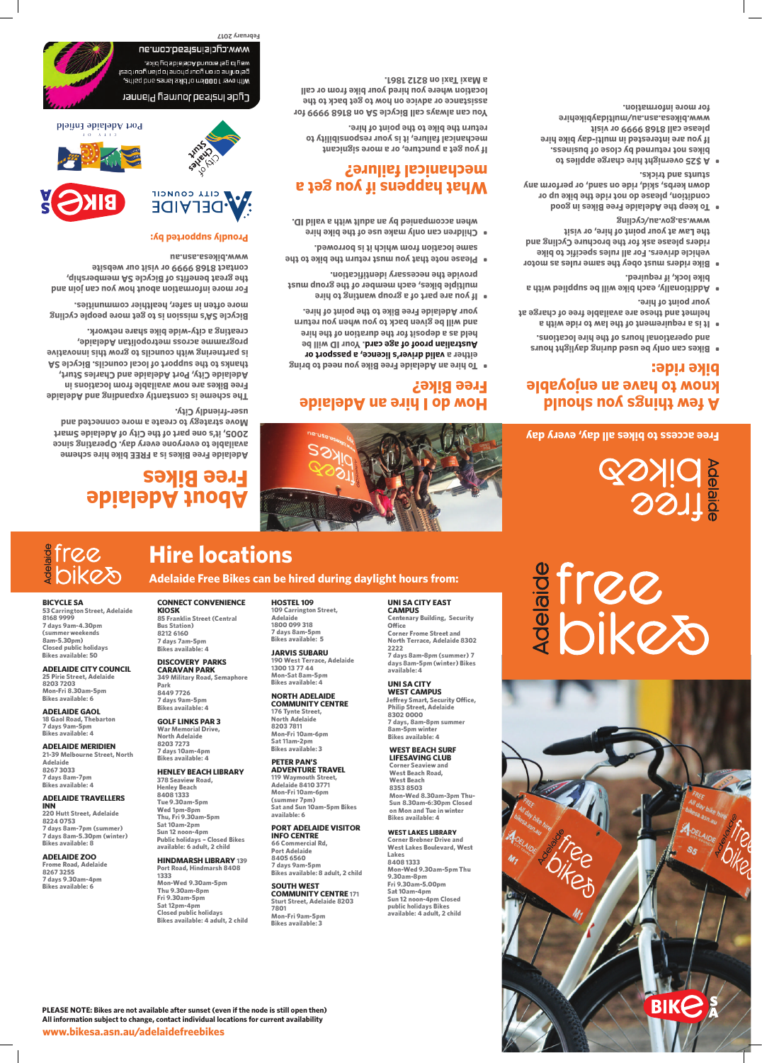# About Adelaide Free Bikes

Adelaide Free Bikes is a FREE bike hire scheme available to everyone every day. Operating since 2005, it's one part of the City of Adelaide Smart Move strategy to create a more connected and user-friendly City.

The scheme is constantly expanding and Adelaide Free Bikes are now available from locations in Adelaide City, Port Adelaide and Charles Sturt, thanks to the support of local councils. Bicycle SA is partnering with councils to grow this innovative programme across metropolitan Adelaide, creating a city-wide bike share network.

Bicycle SA's mission is to get more people cycling more often in safer, healthier communities.

For more information about how you can join and the great benefits of Bicycle SA membership, contact 8168 9999 or visit our website www.bikesa.asn.au

Proudly supported by:

# How do I hire an Adelaide Free Bike?

- To hire an Adelaide Free Bike you need to bring either a valid driver's licence, a passport or **Australian proof of age card**. Your ID will be held as a deposit for the duration of the hire and will be given back to you when you return your Adelaide Free Bike to the point of hire.
- If you are part of a group wanting to hire multiple bikes, each member of the group must provide the necessary identification.
- Please note that you must return the bike to the same location from which it is borrowed.
- Children can only make use of the bike hire when accompanied by an adult with a valid ID.

# What happens if you get a mechanical failure?

If you get a puncture, or a more significant mechanical failure, it is your responsibility to return the bike to the point of hire.

You can always call Bicycle SA on 8168 9999 for assistance or advice on how to get back to the location where you hired your bike from or call a Maxi Taxi on 8212 1861.

# A few things you should know to have an enjoyable bike ride:

- Bikes can only be used during daylight hours and operational hours of the hire locations.
- It is a requirement of the law to ride with a helmet and these are available free of charge at your point of hire.
- Additionally, each bike will be supplied with a bike lock, if required.
- Bike riders must obey the same rules as motor vehicle drivers. For all rules specific to bike riders please ask for the brochure Cycling and the Law at your point of hire, or visit www.sa.gov.au/cycling
- To keep the Adelaide Free Bikes in good condition, please do not ride the bike up or down kerbs, skid, ride on sand, or perform any stunts and tricks.
- A $25 overnight hire charge applies to bikes not returned by close of business.

If you are interested in multi-day bike hire please call 8168 9999 or visit www.bikesa.asn.au/multidaybikehire for more information.

Adelaide free bikes

Free access to bikes all day, every day

Clyde Insiped Journey Planner — With over 1000km of bike lanes and paths, we'll get you around Adelaide by bike. www.cyclinginsiped.com.au

February 2017

# Hire locations

## Adelaide Free Bikes can be hired during daylight hours from:

**BICYCLE SA**
53 Carrington Street, Adelaide
8168 9999
7 days 9am-4.30pm (summer weekends 8am-5.30pm)
Closed public holidays
Bikes available: 50

**ADELAIDE CITY COUNCIL**
25 Pirie Street, Adelaide
8203 7203
Mon-Fri 8.30am-5pm
Bikes available: 6

**ADELAIDE GAOL**
18 Gaol Road, Thebarton
7 days 9am-5pm
Bikes available: 4

**ADELAIDE MERIDIEN**
21-39 Melbourne Street, North Adelaide
8267 3033
7 days 8am-7pm
Bikes available: 4

**ADELAIDE TRAVELLERS INN**
220 Hutt Street, Adelaide
8224 0753
7 days 8am-7pm (summer)
7 days 8am-5.30pm (winter)
Bikes available: 8

**ADELAIDE ZOO**
Frome Road, Adelaide
8267 3255
7 days 9.30am-4pm
Bikes available: 6

**CONNECT CONVENIENCE KIOSK**
85 Franklin Street (Central Bus Station)
8212 6160
7 days 7am-5pm
Bikes available: 4

**DISCOVERY PARKS CARAVAN PARK**
349 Military Road, Semaphore Park
8449 7726
7 days 9am-5pm
Bikes available: 4

**GOLF LINKS PAR 3**
War Memorial Drive, North Adelaide
8203 7273
7 days 10am-4pm
Bikes available: 4

**HENLEY BEACH LIBRARY**
378 Seaview Road, Henley Beach
8408 1333
Tue 9.30am-5pm
Wed 1pm-8pm
Thu, Fri 9.30am-5pm
Sat 10am-2pm
Sun 12 noon-4pm
Public holidays – Closed Bikes available: 6 adult, 2 child

**HINDMARSH LIBRARY** 139 Port Road, Hindmarsh 8408 1333
Mon-Wed 9.30am-5pm
Thu 9.30am-8pm
Fri 9.30am-5pm
Sat 12pm-4pm
Closed public holidays
Bikes available: 4 adult, 2 child

**HOSTEL 109**
109 Carrington Street, Adelaide
1800 099 318
7 days 8am-5pm
Bikes available: 5

**JARVIS SUBARU**
190 West Terrace, Adelaide
1300 13 77 44
Mon-Sat 8am-5pm
Bikes available: 4

**NORTH ADELAIDE COMMUNITY CENTRE**
176 Tynte Street, North Adelaide
8203 7811
Mon-Fri 10am-6pm
Sat 11am-2pm
Bikes available: 3

**PETER PAN'S ADVENTURE TRAVEL**
119 Waymouth Street, Adelaide 8410 3771
Mon-Fri 10am-6pm (summer 7pm)
Sat and Sun 10am-5pm Bikes available: 6

**PORT ADELAIDE VISITOR INFO CENTRE**
66 Commercial Rd, Port Adelaide
8405 6560
7 days 9am-5pm
Bikes available: 8 adult, 2 child

**SOUTH WEST COMMUNITY CENTRE** 171 Sturt Street, Adelaide 8203 7801
Mon-Fri 9am-5pm
Bikes available: 3

**UNI SA CITY EAST CAMPUS**
Centenary Building, Security Office
Corner Frome Street and North Terrace, Adelaide 8302 2222
7 days 8am-8pm (summer) 7 days 8am-5pm (winter) Bikes available: 4

**UNI SA CITY WEST CAMPUS**
Jeffrey Smart, Security Office, Philip Street, Adelaide
8302 0000
7 days, 8am-8pm summer
8am-5pm winter
Bikes available: 4

**WEST BEACH SURF LIFESAVING CLUB**
Corner Seaview and West Beach Road, West Beach
8353 8503
Mon-Wed 8.30am-3pm Thu-Sun 8.30am-6:30pm Closed on Mon and Tue in winter
Bikes available: 4

**WEST LAKES LIBRARY**
Corner Brebner Drive and West Lakes Boulevard, West Lakes
8408 1333
Mon-Wed 9.30am-5pm Thu 9.30am-8pm
Fri 9.30am-5.00pm
Sat 10am-4pm
Sun 12 noon-4pm Closed public holidays Bikes available: 4 adult, 2 child

**PLEASE NOTE: Bikes are not available after sunset (even if the node is still open then)**
**All information subject to change, contact individual locations for current availability**

**www.bikesa.asn.au/adelaidefreebikes**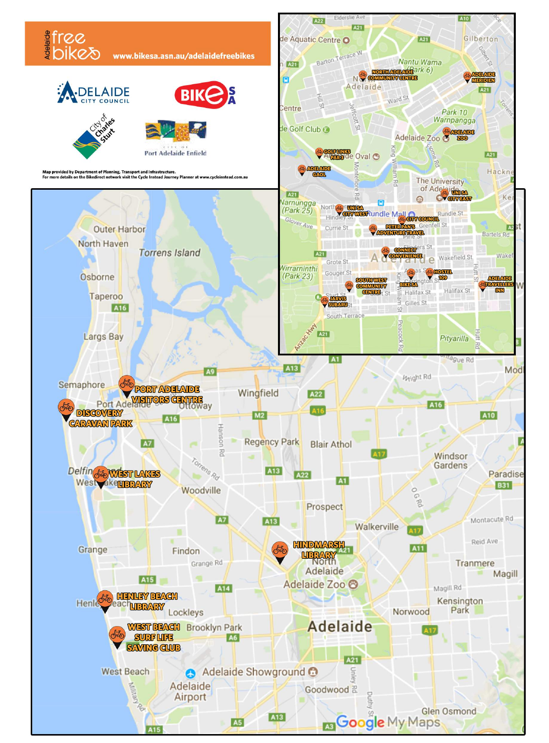Adelaide free bikes

www.bikesa.asn.au/adelaidefreebikes

Adelaide City Council

Bike SA

City of Charles Sturt

City of Port Adelaide Enfield

Map provided by Department of Planning, Transport and Infrastructure.
For more details on the Bikedirect network visit the Cycle Instead Journey Planner at www.cycleinstead.com.au

North Adelaide Community Centre
Adelaide Meridien
Adelaide Zoo
Golf Links Par 3
Adelaide Gaol
Uni SA City East
Uni SA City West
City Council
Peter Pan's Adventure Travel
Connect Convenience
Hostel 109
Adelaide Travellers Inn
South West Community Centre
Bike SA
Jarvis Subaru

Port Adelaide Visitors Centre
Discovery Caravan Park
West Lakes Library
Hindmarsh Library
Henley Beach Library
West Beach Surf Life Saving Club